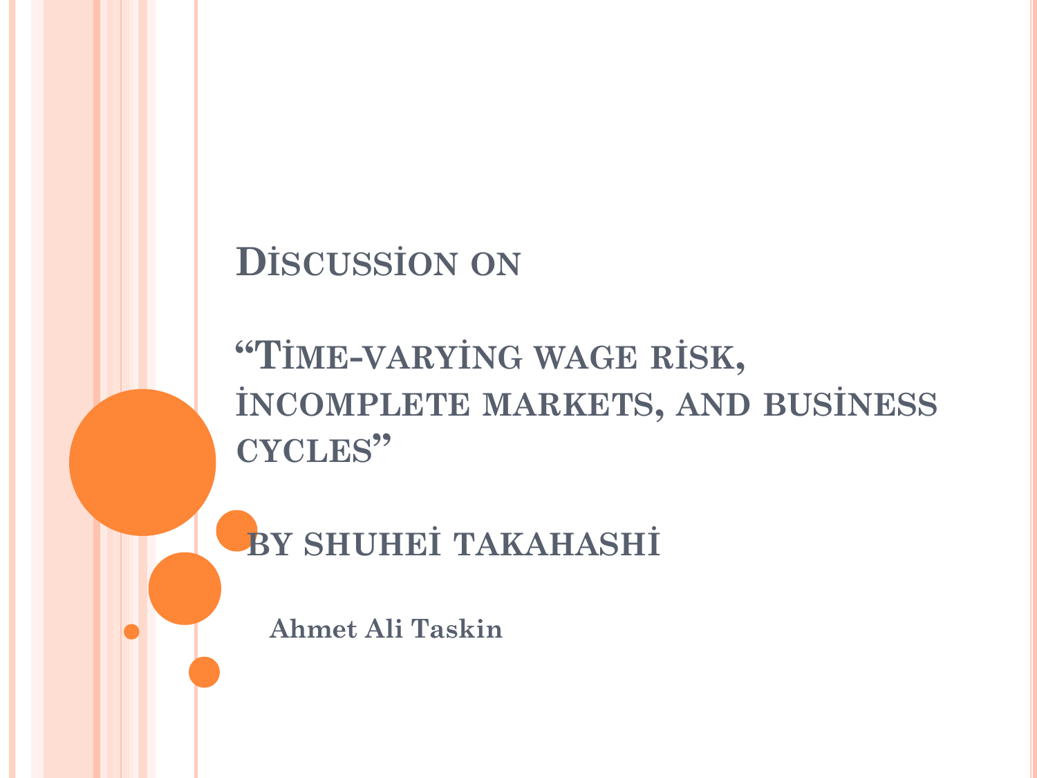# Discussion on

# "Time-varying wage risk, incomplete markets, and business cycles"

## by Shuhei Takahashi

**Ahmet Ali Taskin**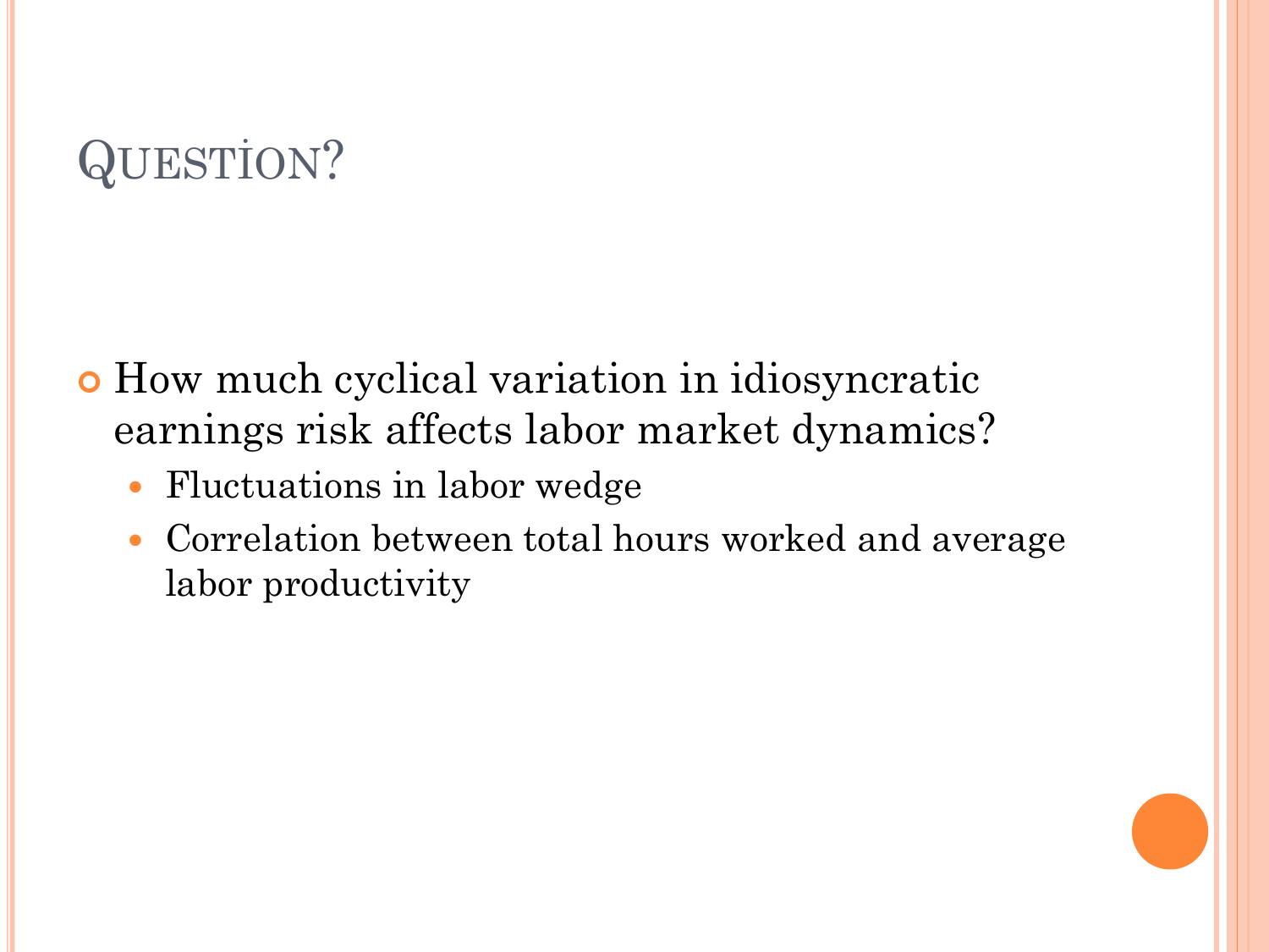# QUESTİON?

- How much cyclical variation in idiosyncratic earnings risk affects labor market dynamics?
  - Fluctuations in labor wedge
  - Correlation between total hours worked and average labor productivity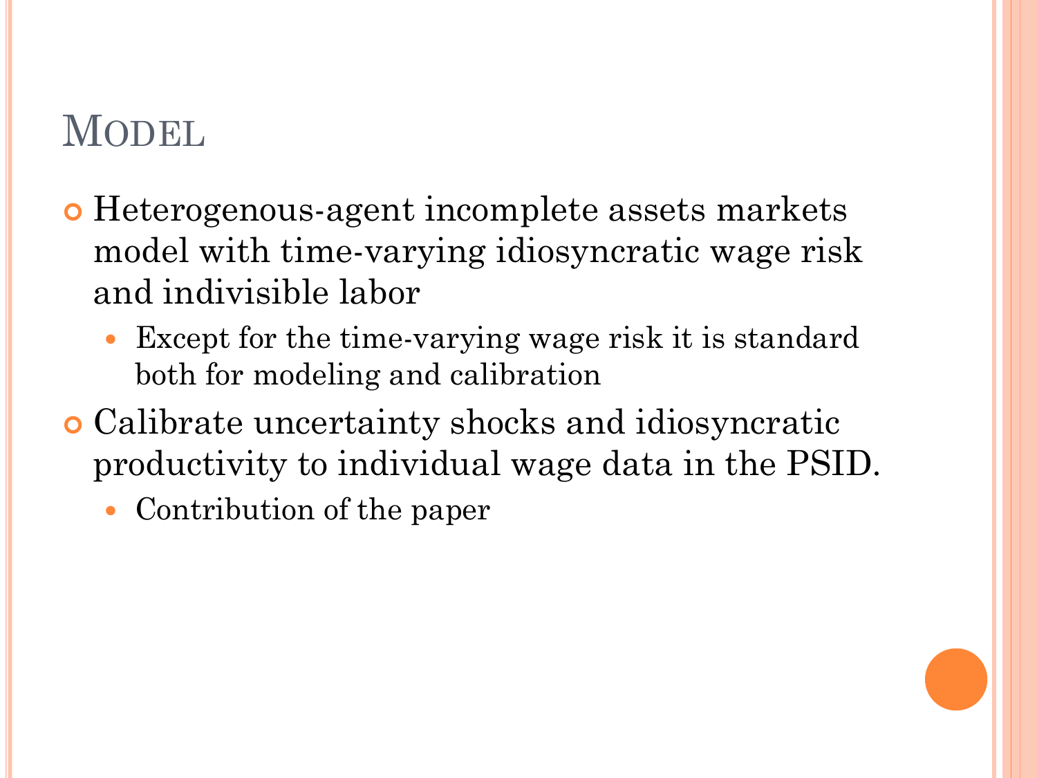# Model

- Heterogenous-agent incomplete assets markets model with time-varying idiosyncratic wage risk and indivisible labor
  - Except for the time-varying wage risk it is standard both for modeling and calibration
- Calibrate uncertainty shocks and idiosyncratic productivity to individual wage data in the PSID.
  - Contribution of the paper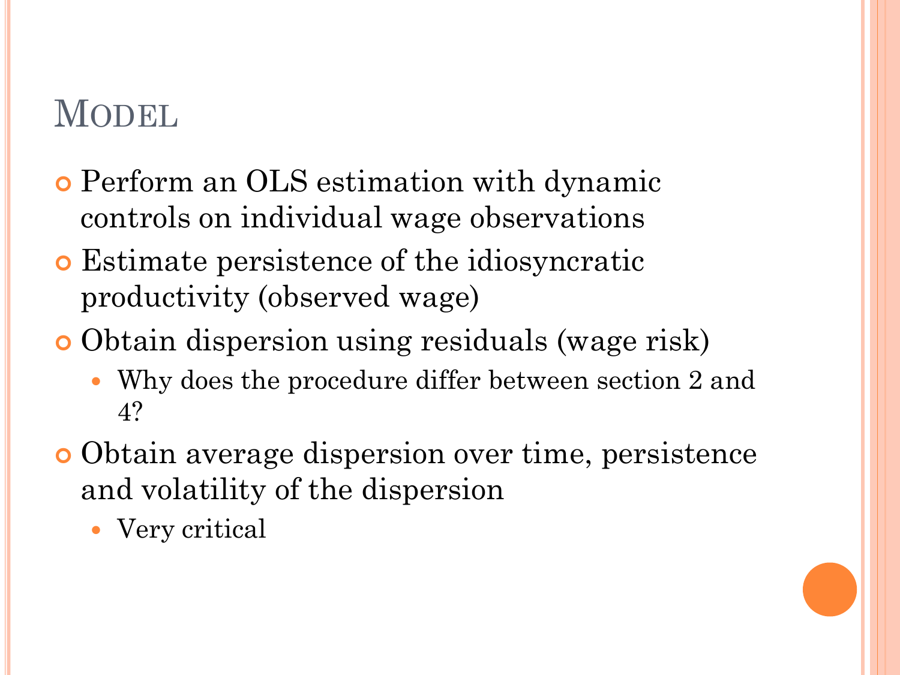# Model

- Perform an OLS estimation with dynamic controls on individual wage observations
- Estimate persistence of the idiosyncratic productivity (observed wage)
- Obtain dispersion using residuals (wage risk)
  - Why does the procedure differ between section 2 and 4?
- Obtain average dispersion over time, persistence and volatility of the dispersion
  - Very critical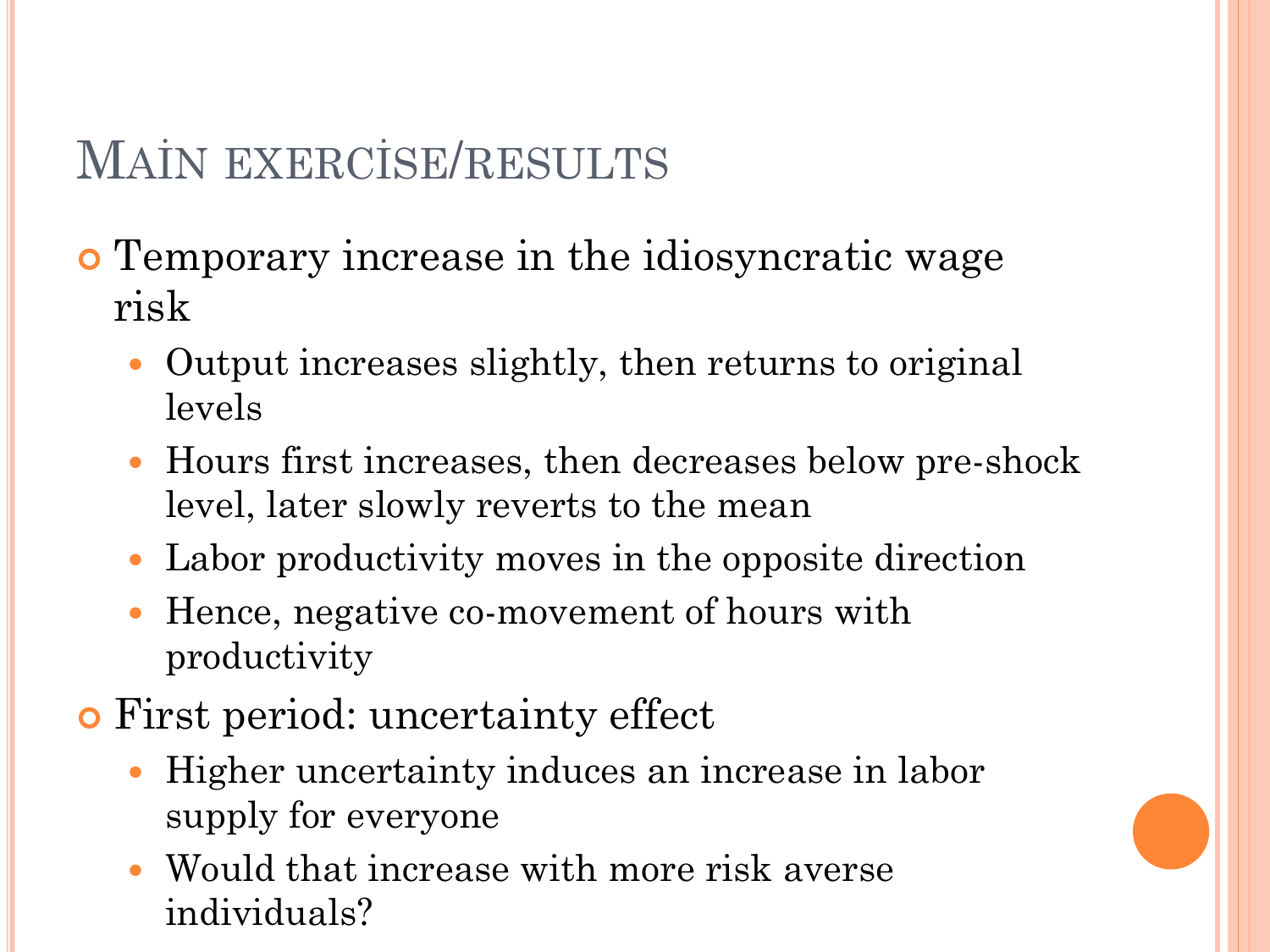# Main exercise/results

- Temporary increase in the idiosyncratic wage risk
  - Output increases slightly, then returns to original levels
  - Hours first increases, then decreases below pre-shock level, later slowly reverts to the mean
  - Labor productivity moves in the opposite direction
  - Hence, negative co-movement of hours with productivity
- First period: uncertainty effect
  - Higher uncertainty induces an increase in labor supply for everyone
  - Would that increase with more risk averse individuals?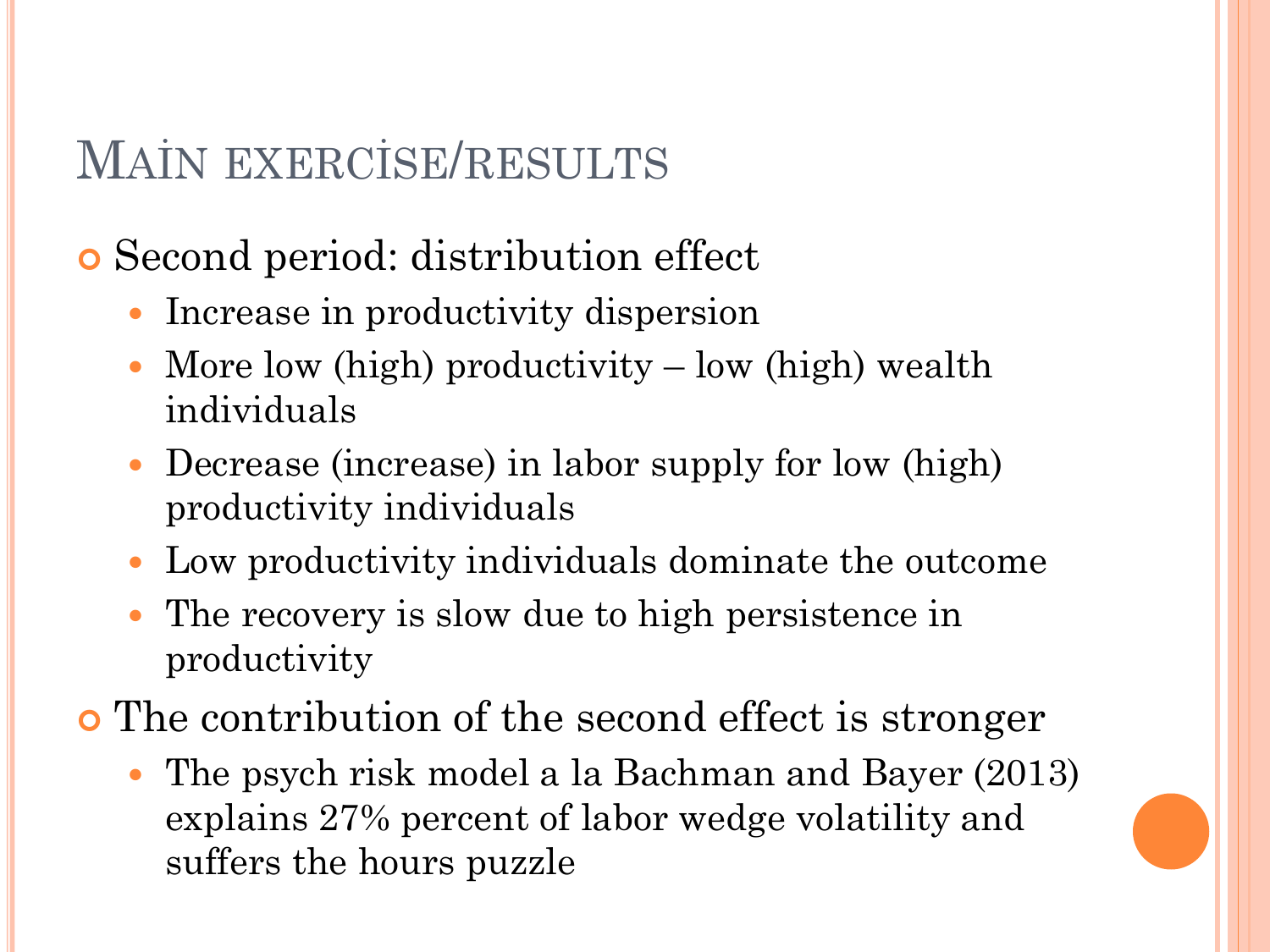# Main exercise/results

- Second period: distribution effect
  - Increase in productivity dispersion
  - More low (high) productivity – low (high) wealth individuals
  - Decrease (increase) in labor supply for low (high) productivity individuals
  - Low productivity individuals dominate the outcome
  - The recovery is slow due to high persistence in productivity
- The contribution of the second effect is stronger
  - The psych risk model a la Bachman and Bayer (2013) explains 27% percent of labor wedge volatility and suffers the hours puzzle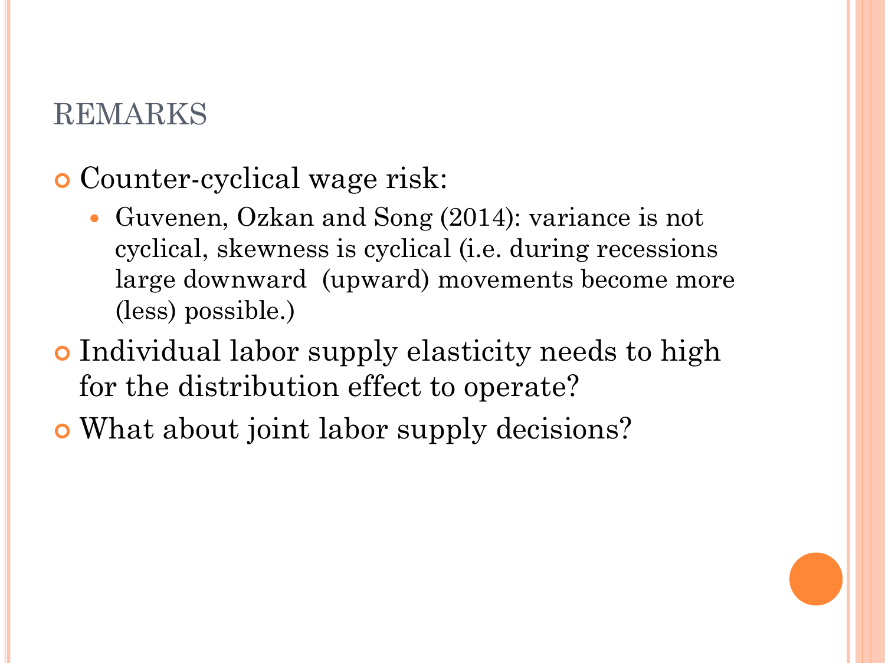## REMARKS

- Counter-cyclical wage risk:
  - Guvenen, Ozkan and Song (2014): variance is not cyclical, skewness is cyclical (i.e. during recessions large downward (upward) movements become more (less) possible.)
- Individual labor supply elasticity needs to high for the distribution effect to operate?
- What about joint labor supply decisions?